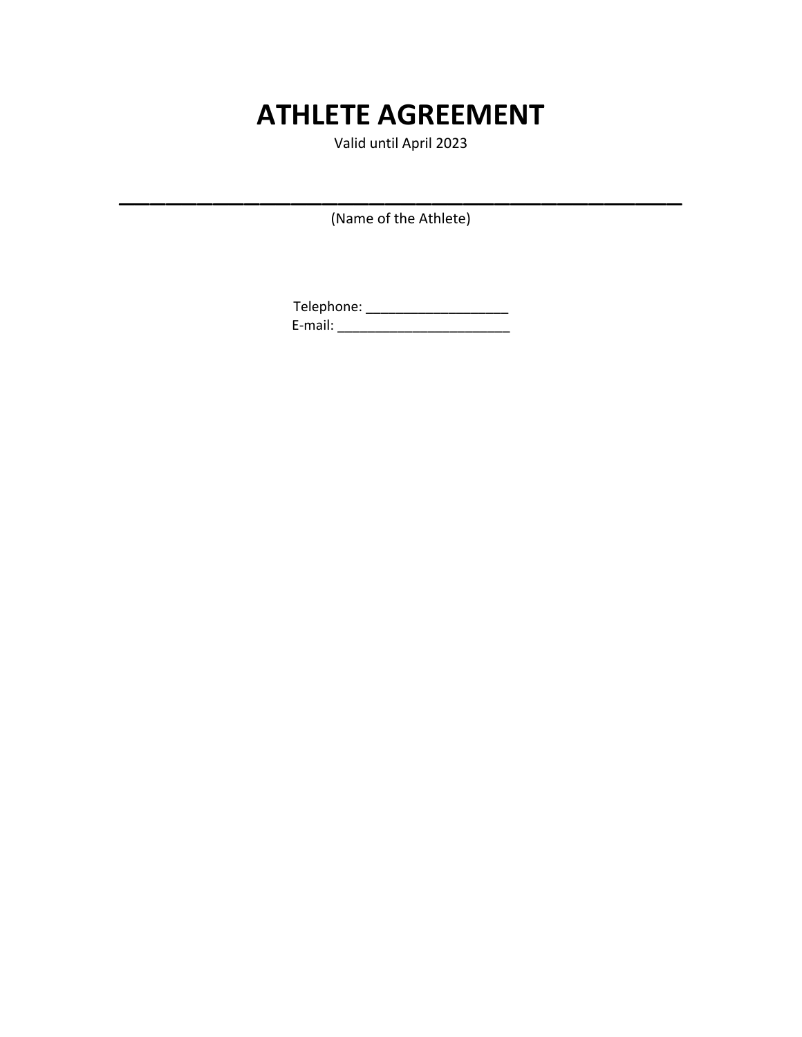# ATHLETE AGREEMENT

Valid until April 2023

\_\_\_\_\_\_\_\_\_\_\_\_\_\_\_\_\_\_\_\_\_\_\_\_\_\_\_\_\_\_\_\_\_\_\_\_\_\_\_\_

(Name of the Athlete)

Telephone: ___________________

E-mail: _______________________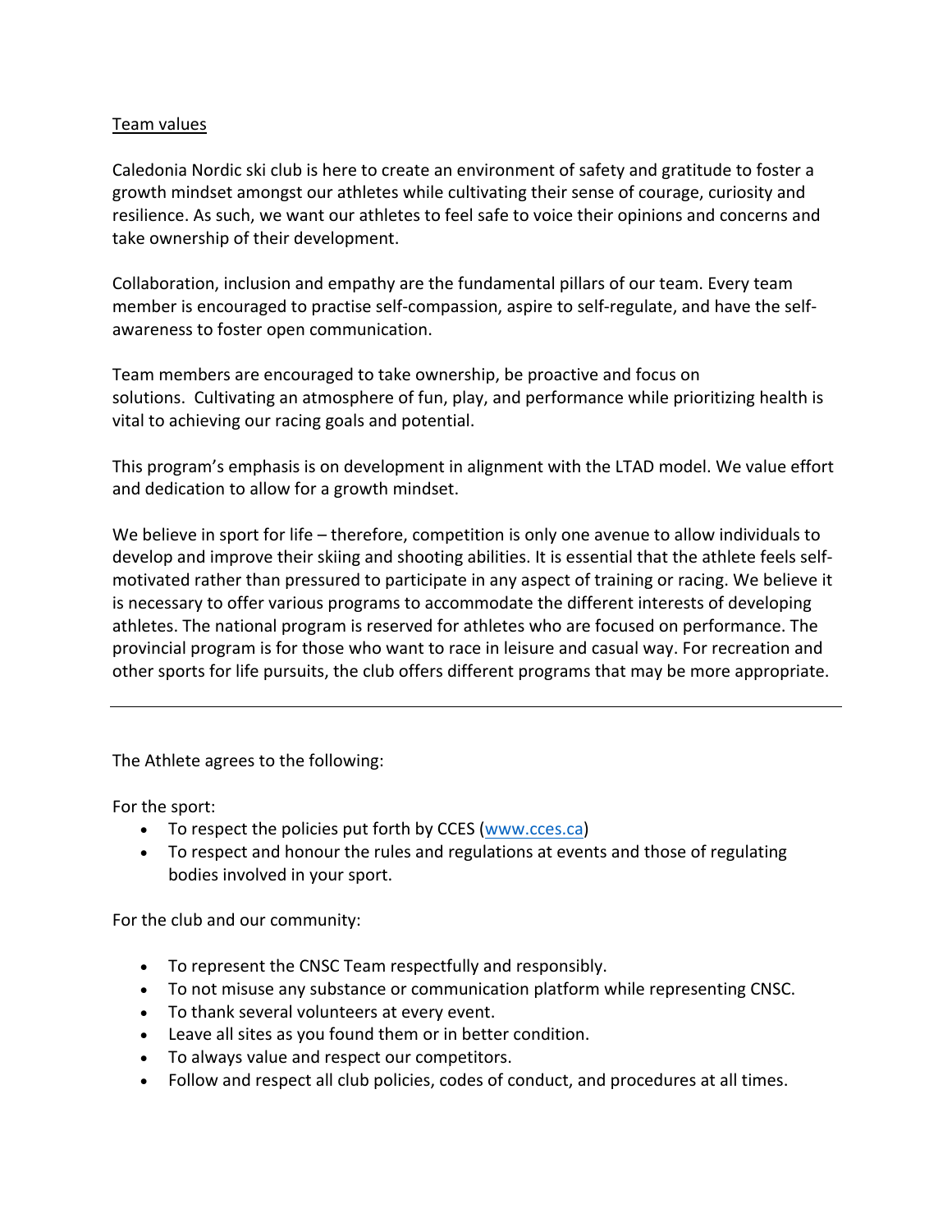## Team values

Caledonia Nordic ski club is here to create an environment of safety and gratitude to foster a growth mindset amongst our athletes while cultivating their sense of courage, curiosity and resilience. As such, we want our athletes to feel safe to voice their opinions and concerns and take ownership of their development.

Collaboration, inclusion and empathy are the fundamental pillars of our team. Every team member is encouraged to practise self-compassion, aspire to self-regulate, and have the self-awareness to foster open communication.

Team members are encouraged to take ownership, be proactive and focus on solutions. Cultivating an atmosphere of fun, play, and performance while prioritizing health is vital to achieving our racing goals and potential.

This program's emphasis is on development in alignment with the LTAD model. We value effort and dedication to allow for a growth mindset.

We believe in sport for life – therefore, competition is only one avenue to allow individuals to develop and improve their skiing and shooting abilities. It is essential that the athlete feels self-motivated rather than pressured to participate in any aspect of training or racing. We believe it is necessary to offer various programs to accommodate the different interests of developing athletes. The national program is reserved for athletes who are focused on performance. The provincial program is for those who want to race in leisure and casual way. For recreation and other sports for life pursuits, the club offers different programs that may be more appropriate.

---

The Athlete agrees to the following:

For the sport:

- To respect the policies put forth by CCES (www.cces.ca)
- To respect and honour the rules and regulations at events and those of regulating bodies involved in your sport.

For the club and our community:

- To represent the CNSC Team respectfully and responsibly.
- To not misuse any substance or communication platform while representing CNSC.
- To thank several volunteers at every event.
- Leave all sites as you found them or in better condition.
- To always value and respect our competitors.
- Follow and respect all club policies, codes of conduct, and procedures at all times.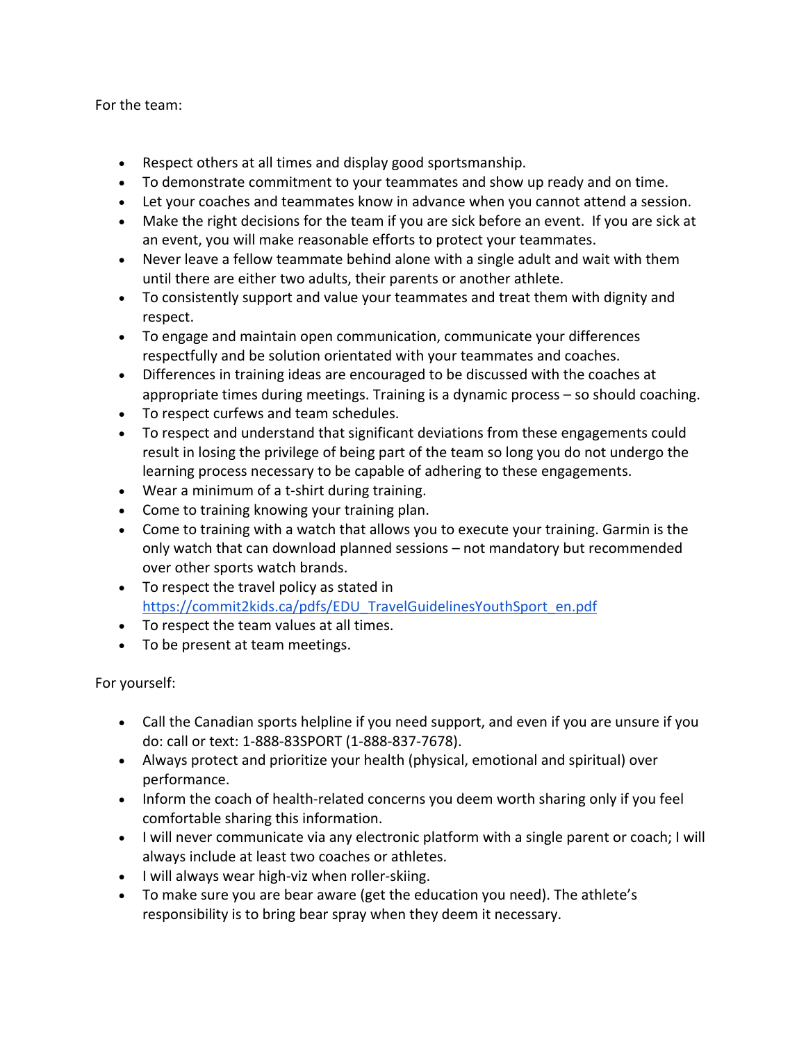For the team:

- Respect others at all times and display good sportsmanship.
- To demonstrate commitment to your teammates and show up ready and on time.
- Let your coaches and teammates know in advance when you cannot attend a session.
- Make the right decisions for the team if you are sick before an event. If you are sick at an event, you will make reasonable efforts to protect your teammates.
- Never leave a fellow teammate behind alone with a single adult and wait with them until there are either two adults, their parents or another athlete.
- To consistently support and value your teammates and treat them with dignity and respect.
- To engage and maintain open communication, communicate your differences respectfully and be solution orientated with your teammates and coaches.
- Differences in training ideas are encouraged to be discussed with the coaches at appropriate times during meetings. Training is a dynamic process – so should coaching.
- To respect curfews and team schedules.
- To respect and understand that significant deviations from these engagements could result in losing the privilege of being part of the team so long you do not undergo the learning process necessary to be capable of adhering to these engagements.
- Wear a minimum of a t-shirt during training.
- Come to training knowing your training plan.
- Come to training with a watch that allows you to execute your training. Garmin is the only watch that can download planned sessions – not mandatory but recommended over other sports watch brands.
- To respect the travel policy as stated in [https://commit2kids.ca/pdfs/EDU_TravelGuidelinesYouthSport_en.pdf](https://commit2kids.ca/pdfs/EDU_TravelGuidelinesYouthSport_en.pdf)
- To respect the team values at all times.
- To be present at team meetings.

For yourself:

- Call the Canadian sports helpline if you need support, and even if you are unsure if you do: call or text: 1-888-83SPORT (1-888-837-7678).
- Always protect and prioritize your health (physical, emotional and spiritual) over performance.
- Inform the coach of health-related concerns you deem worth sharing only if you feel comfortable sharing this information.
- I will never communicate via any electronic platform with a single parent or coach; I will always include at least two coaches or athletes.
- I will always wear high-viz when roller-skiing.
- To make sure you are bear aware (get the education you need). The athlete's responsibility is to bring bear spray when they deem it necessary.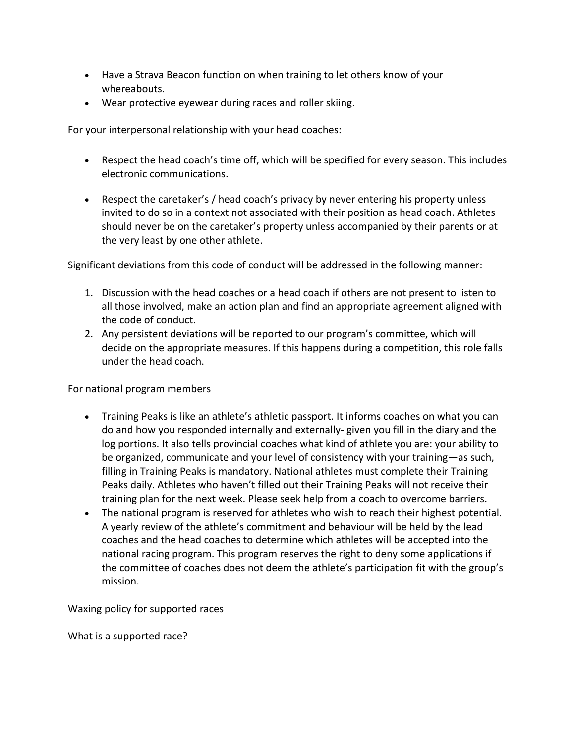- Have a Strava Beacon function on when training to let others know of your whereabouts.
- Wear protective eyewear during races and roller skiing.

For your interpersonal relationship with your head coaches:

- Respect the head coach's time off, which will be specified for every season. This includes electronic communications.

- Respect the caretaker's / head coach's privacy by never entering his property unless invited to do so in a context not associated with their position as head coach. Athletes should never be on the caretaker's property unless accompanied by their parents or at the very least by one other athlete.

Significant deviations from this code of conduct will be addressed in the following manner:

1. Discussion with the head coaches or a head coach if others are not present to listen to all those involved, make an action plan and find an appropriate agreement aligned with the code of conduct.
2. Any persistent deviations will be reported to our program's committee, which will decide on the appropriate measures. If this happens during a competition, this role falls under the head coach.

For national program members

- Training Peaks is like an athlete's athletic passport. It informs coaches on what you can do and how you responded internally and externally- given you fill in the diary and the log portions. It also tells provincial coaches what kind of athlete you are: your ability to be organized, communicate and your level of consistency with your training—as such, filling in Training Peaks is mandatory. National athletes must complete their Training Peaks daily. Athletes who haven't filled out their Training Peaks will not receive their training plan for the next week. Please seek help from a coach to overcome barriers.
- The national program is reserved for athletes who wish to reach their highest potential. A yearly review of the athlete's commitment and behaviour will be held by the lead coaches and the head coaches to determine which athletes will be accepted into the national racing program. This program reserves the right to deny some applications if the committee of coaches does not deem the athlete's participation fit with the group's mission.

<u>Waxing policy for supported races</u>

What is a supported race?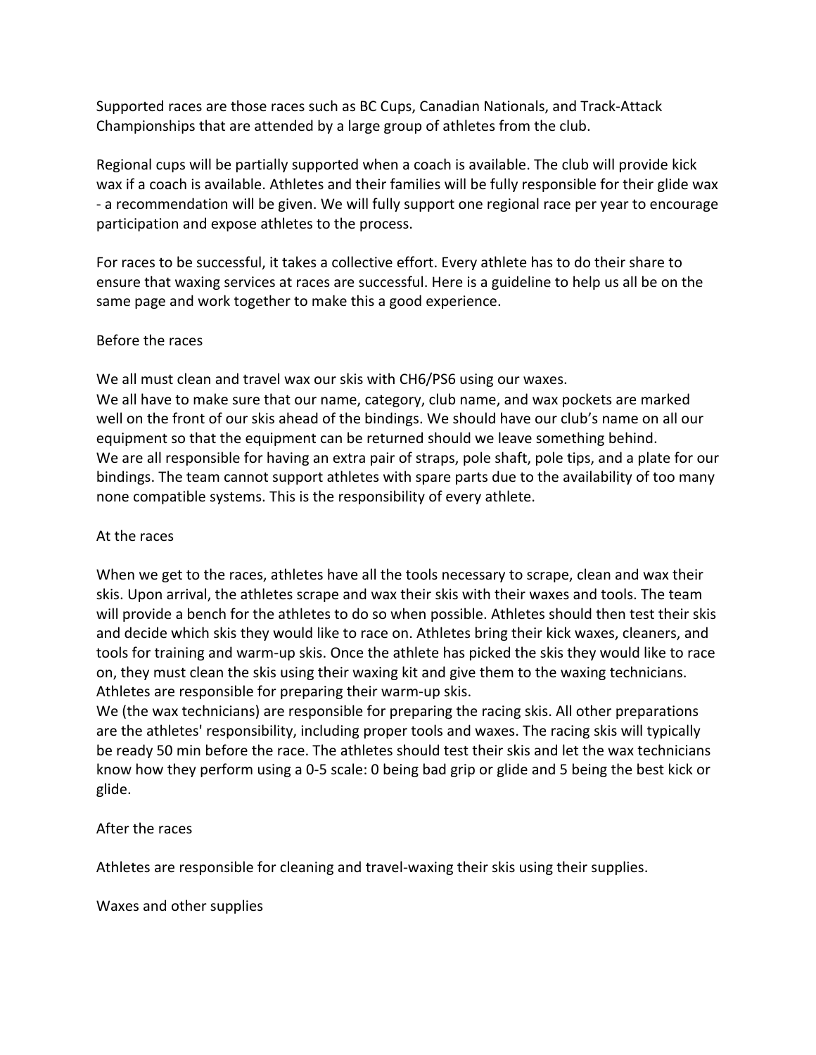Supported races are those races such as BC Cups, Canadian Nationals, and Track-Attack Championships that are attended by a large group of athletes from the club.

Regional cups will be partially supported when a coach is available. The club will provide kick wax if a coach is available. Athletes and their families will be fully responsible for their glide wax - a recommendation will be given. We will fully support one regional race per year to encourage participation and expose athletes to the process.

For races to be successful, it takes a collective effort. Every athlete has to do their share to ensure that waxing services at races are successful. Here is a guideline to help us all be on the same page and work together to make this a good experience.

## Before the races

We all must clean and travel wax our skis with CH6/PS6 using our waxes.
We all have to make sure that our name, category, club name, and wax pockets are marked well on the front of our skis ahead of the bindings. We should have our club's name on all our equipment so that the equipment can be returned should we leave something behind.
We are all responsible for having an extra pair of straps, pole shaft, pole tips, and a plate for our bindings. The team cannot support athletes with spare parts due to the availability of too many none compatible systems. This is the responsibility of every athlete.

## At the races

When we get to the races, athletes have all the tools necessary to scrape, clean and wax their skis. Upon arrival, the athletes scrape and wax their skis with their waxes and tools. The team will provide a bench for the athletes to do so when possible. Athletes should then test their skis and decide which skis they would like to race on. Athletes bring their kick waxes, cleaners, and tools for training and warm-up skis. Once the athlete has picked the skis they would like to race on, they must clean the skis using their waxing kit and give them to the waxing technicians. Athletes are responsible for preparing their warm-up skis.
We (the wax technicians) are responsible for preparing the racing skis. All other preparations are the athletes' responsibility, including proper tools and waxes. The racing skis will typically be ready 50 min before the race. The athletes should test their skis and let the wax technicians know how they perform using a 0-5 scale: 0 being bad grip or glide and 5 being the best kick or glide.

## After the races

Athletes are responsible for cleaning and travel-waxing their skis using their supplies.

## Waxes and other supplies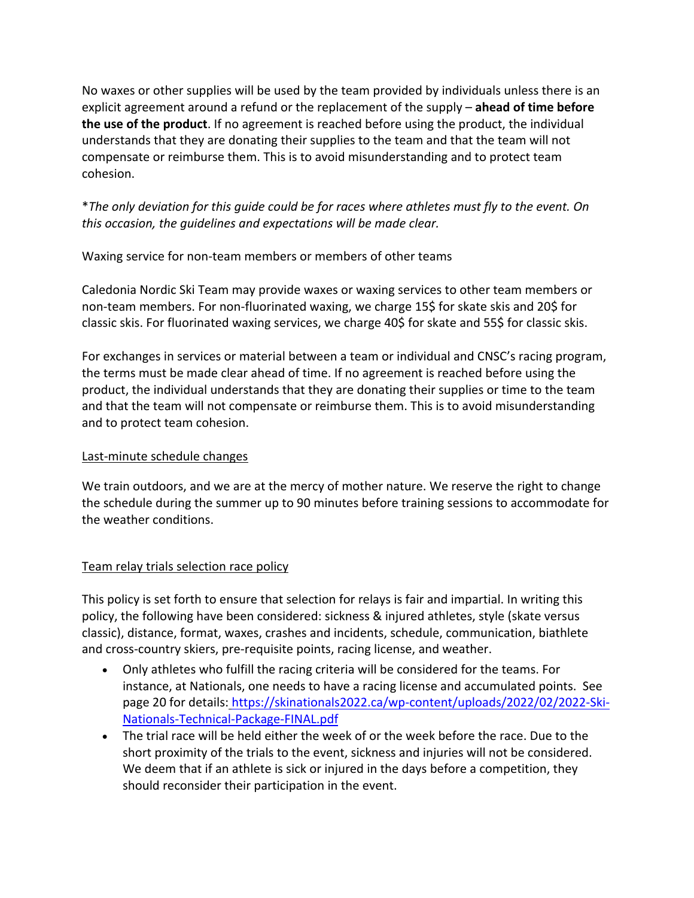No waxes or other supplies will be used by the team provided by individuals unless there is an explicit agreement around a refund or the replacement of the supply – **ahead of time before the use of the product**. If no agreement is reached before using the product, the individual understands that they are donating their supplies to the team and that the team will not compensate or reimburse them. This is to avoid misunderstanding and to protect team cohesion.

**The only deviation for this guide could be for races where athletes must fly to the event. On this occasion, the guidelines and expectations will be made clear.*

Waxing service for non-team members or members of other teams

Caledonia Nordic Ski Team may provide waxes or waxing services to other team members or non-team members. For non-fluorinated waxing, we charge 15$ for skate skis and 20$ for classic skis. For fluorinated waxing services, we charge 40$ for skate and 55$ for classic skis.

For exchanges in services or material between a team or individual and CNSC's racing program, the terms must be made clear ahead of time. If no agreement is reached before using the product, the individual understands that they are donating their supplies or time to the team and that the team will not compensate or reimburse them. This is to avoid misunderstanding and to protect team cohesion.

<u>Last-minute schedule changes</u>

We train outdoors, and we are at the mercy of mother nature. We reserve the right to change the schedule during the summer up to 90 minutes before training sessions to accommodate for the weather conditions.

<u>Team relay trials selection race policy</u>

This policy is set forth to ensure that selection for relays is fair and impartial. In writing this policy, the following have been considered: sickness & injured athletes, style (skate versus classic), distance, format, waxes, crashes and incidents, schedule, communication, biathlete and cross-country skiers, pre-requisite points, racing license, and weather.

- Only athletes who fulfill the racing criteria will be considered for the teams. For instance, at Nationals, one needs to have a racing license and accumulated points. See page 20 for details: https://skinationals2022.ca/wp-content/uploads/2022/02/2022-Ski-Nationals-Technical-Package-FINAL.pdf
- The trial race will be held either the week of or the week before the race. Due to the short proximity of the trials to the event, sickness and injuries will not be considered. We deem that if an athlete is sick or injured in the days before a competition, they should reconsider their participation in the event.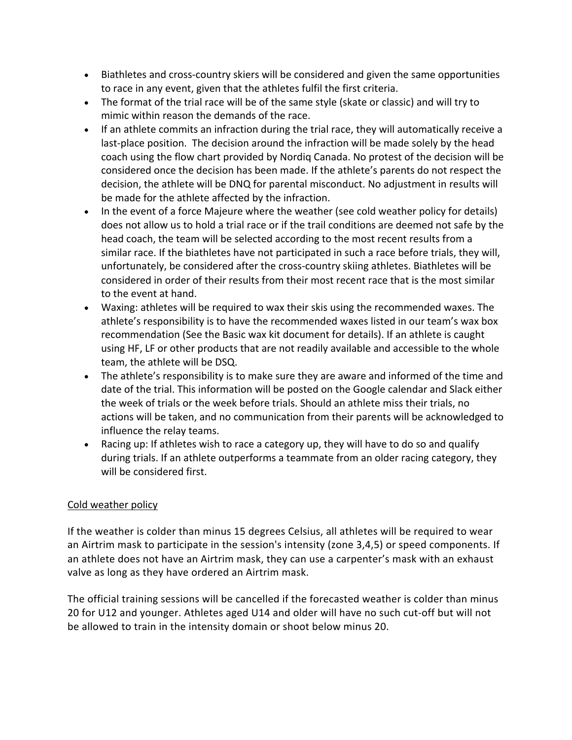- Biathletes and cross-country skiers will be considered and given the same opportunities to race in any event, given that the athletes fulfil the first criteria.
- The format of the trial race will be of the same style (skate or classic) and will try to mimic within reason the demands of the race.
- If an athlete commits an infraction during the trial race, they will automatically receive a last-place position. The decision around the infraction will be made solely by the head coach using the flow chart provided by Nordiq Canada. No protest of the decision will be considered once the decision has been made. If the athlete's parents do not respect the decision, the athlete will be DNQ for parental misconduct. No adjustment in results will be made for the athlete affected by the infraction.
- In the event of a force Majeure where the weather (see cold weather policy for details) does not allow us to hold a trial race or if the trail conditions are deemed not safe by the head coach, the team will be selected according to the most recent results from a similar race. If the biathletes have not participated in such a race before trials, they will, unfortunately, be considered after the cross-country skiing athletes. Biathletes will be considered in order of their results from their most recent race that is the most similar to the event at hand.
- Waxing: athletes will be required to wax their skis using the recommended waxes. The athlete's responsibility is to have the recommended waxes listed in our team's wax box recommendation (See the Basic wax kit document for details). If an athlete is caught using HF, LF or other products that are not readily available and accessible to the whole team, the athlete will be DSQ.
- The athlete's responsibility is to make sure they are aware and informed of the time and date of the trial. This information will be posted on the Google calendar and Slack either the week of trials or the week before trials. Should an athlete miss their trials, no actions will be taken, and no communication from their parents will be acknowledged to influence the relay teams.
- Racing up: If athletes wish to race a category up, they will have to do so and qualify during trials. If an athlete outperforms a teammate from an older racing category, they will be considered first.

<u>Cold weather policy</u>

If the weather is colder than minus 15 degrees Celsius, all athletes will be required to wear an Airtrim mask to participate in the session's intensity (zone 3,4,5) or speed components. If an athlete does not have an Airtrim mask, they can use a carpenter's mask with an exhaust valve as long as they have ordered an Airtrim mask.

The official training sessions will be cancelled if the forecasted weather is colder than minus 20 for U12 and younger. Athletes aged U14 and older will have no such cut-off but will not be allowed to train in the intensity domain or shoot below minus 20.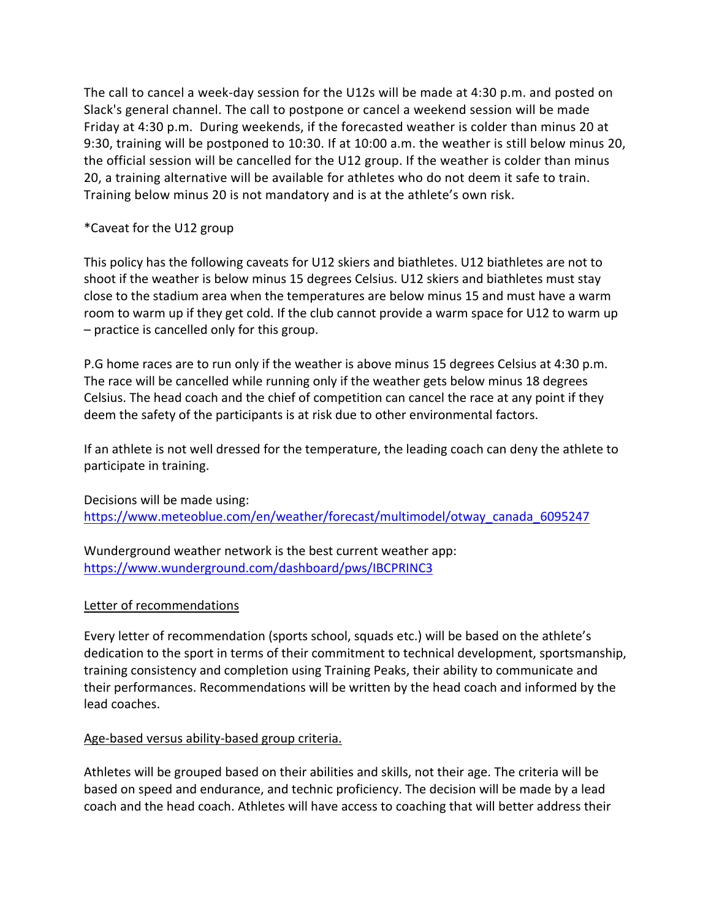The call to cancel a week-day session for the U12s will be made at 4:30 p.m. and posted on Slack's general channel. The call to postpone or cancel a weekend session will be made Friday at 4:30 p.m. During weekends, if the forecasted weather is colder than minus 20 at 9:30, training will be postponed to 10:30. If at 10:00 a.m. the weather is still below minus 20, the official session will be cancelled for the U12 group. If the weather is colder than minus 20, a training alternative will be available for athletes who do not deem it safe to train. Training below minus 20 is not mandatory and is at the athlete's own risk.

*Caveat for the U12 group

This policy has the following caveats for U12 skiers and biathletes. U12 biathletes are not to shoot if the weather is below minus 15 degrees Celsius. U12 skiers and biathletes must stay close to the stadium area when the temperatures are below minus 15 and must have a warm room to warm up if they get cold. If the club cannot provide a warm space for U12 to warm up – practice is cancelled only for this group.

P.G home races are to run only if the weather is above minus 15 degrees Celsius at 4:30 p.m. The race will be cancelled while running only if the weather gets below minus 18 degrees Celsius. The head coach and the chief of competition can cancel the race at any point if they deem the safety of the participants is at risk due to other environmental factors.

If an athlete is not well dressed for the temperature, the leading coach can deny the athlete to participate in training.

Decisions will be made using:
https://www.meteoblue.com/en/weather/forecast/multimodel/otway_canada_6095247

Wunderground weather network is the best current weather app:
https://www.wunderground.com/dashboard/pws/IBCPRINC3

<u>Letter of recommendations</u>

Every letter of recommendation (sports school, squads etc.) will be based on the athlete's dedication to the sport in terms of their commitment to technical development, sportsmanship, training consistency and completion using Training Peaks, their ability to communicate and their performances. Recommendations will be written by the head coach and informed by the lead coaches.

<u>Age-based versus ability-based group criteria.</u>

Athletes will be grouped based on their abilities and skills, not their age. The criteria will be based on speed and endurance, and technic proficiency. The decision will be made by a lead coach and the head coach. Athletes will have access to coaching that will better address their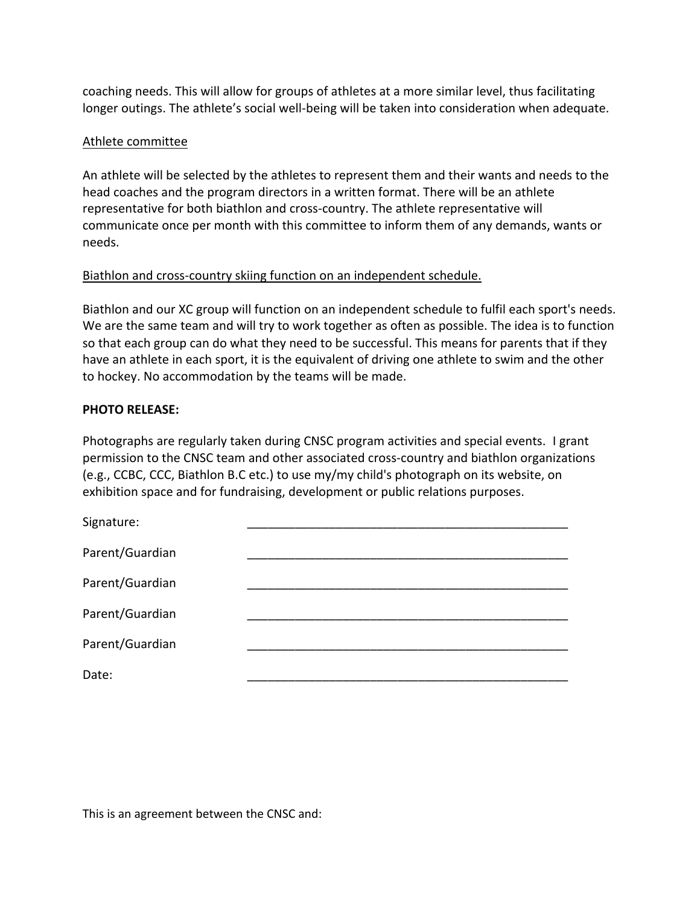coaching needs. This will allow for groups of athletes at a more similar level, thus facilitating longer outings. The athlete's social well-being will be taken into consideration when adequate.

<u>Athlete committee</u>

An athlete will be selected by the athletes to represent them and their wants and needs to the head coaches and the program directors in a written format. There will be an athlete representative for both biathlon and cross-country. The athlete representative will communicate once per month with this committee to inform them of any demands, wants or needs.

<u>Biathlon and cross-country skiing function on an independent schedule.</u>

Biathlon and our XC group will function on an independent schedule to fulfil each sport's needs. We are the same team and will try to work together as often as possible. The idea is to function so that each group can do what they need to be successful. This means for parents that if they have an athlete in each sport, it is the equivalent of driving one athlete to swim and the other to hockey. No accommodation by the teams will be made.

**PHOTO RELEASE:**

Photographs are regularly taken during CNSC program activities and special events. I grant permission to the CNSC team and other associated cross-country and biathlon organizations (e.g., CCBC, CCC, Biathlon B.C etc.) to use my/my child's photograph on its website, on exhibition space and for fundraising, development or public relations purposes.

Signature: ________________________________________________

Parent/Guardian ________________________________________________

Parent/Guardian ________________________________________________

Parent/Guardian ________________________________________________

Parent/Guardian ________________________________________________

Date: ________________________________________________

This is an agreement between the CNSC and: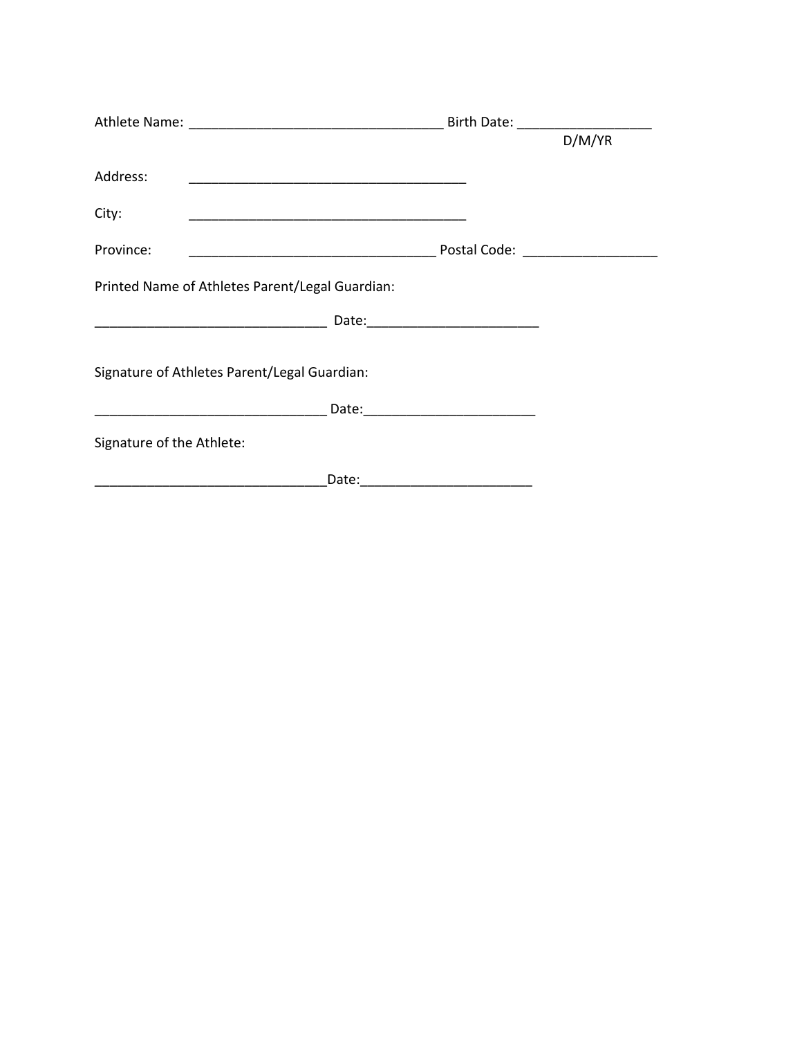Athlete Name: _________________________________ Birth Date: _________________
D/M/YR

Address: ____________________________________

City: ____________________________________

Province: ________________________________ Postal Code: _________________

Printed Name of Athletes Parent/Legal Guardian:

______________________________ Date:______________________

Signature of Athletes Parent/Legal Guardian:

______________________________ Date:______________________

Signature of the Athlete:

______________________________Date:______________________